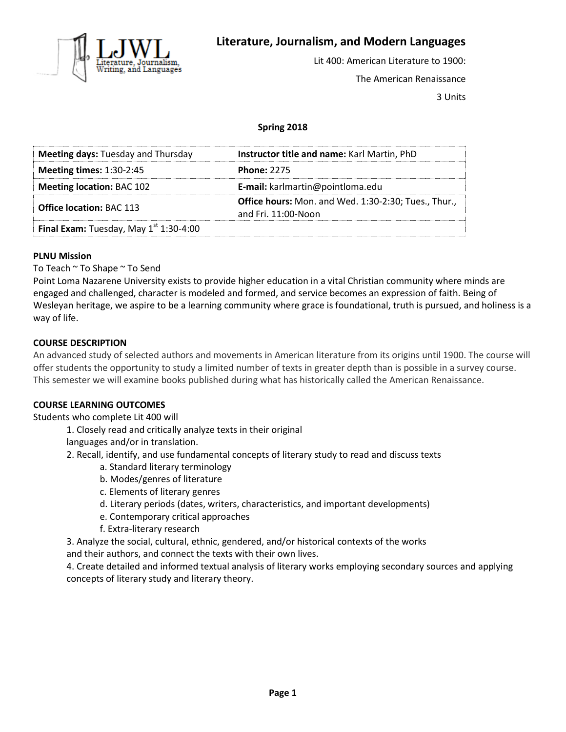# Literature, Journalism, and Modern Languages

Lit 400: American Literature to 1900:

The American Renaissance

3 Units

**Spring 2018**

| **Meeting days:** Tuesday and Thursday | **Instructor title and name:** Karl Martin, PhD |
|---|---|
| **Meeting times:** 1:30-2:45 | **Phone:** 2275 |
| **Meeting location:** BAC 102 | **E-mail:** karlmartin@pointloma.edu |
| **Office location:** BAC 113 | **Office hours:** Mon. and Wed. 1:30-2:30; Tues., Thur., and Fri. 11:00-Noon |
| **Final Exam:** Tuesday, May 1st 1:30-4:00 | |

## PLNU Mission

To Teach ~ To Shape ~ To Send

Point Loma Nazarene University exists to provide higher education in a vital Christian community where minds are engaged and challenged, character is modeled and formed, and service becomes an expression of faith. Being of Wesleyan heritage, we aspire to be a learning community where grace is foundational, truth is pursued, and holiness is a way of life.

## COURSE DESCRIPTION

An advanced study of selected authors and movements in American literature from its origins until 1900. The course will offer students the opportunity to study a limited number of texts in greater depth than is possible in a survey course. This semester we will examine books published during what has historically called the American Renaissance.

## COURSE LEARNING OUTCOMES

Students who complete Lit 400 will

1. Closely read and critically analyze texts in their original languages and/or in translation.
2. Recall, identify, and use fundamental concepts of literary study to read and discuss texts
   a. Standard literary terminology
   b. Modes/genres of literature
   c. Elements of literary genres
   d. Literary periods (dates, writers, characteristics, and important developments)
   e. Contemporary critical approaches
   f. Extra-literary research
3. Analyze the social, cultural, ethnic, gendered, and/or historical contexts of the works and their authors, and connect the texts with their own lives.
4. Create detailed and informed textual analysis of literary works employing secondary sources and applying concepts of literary study and literary theory.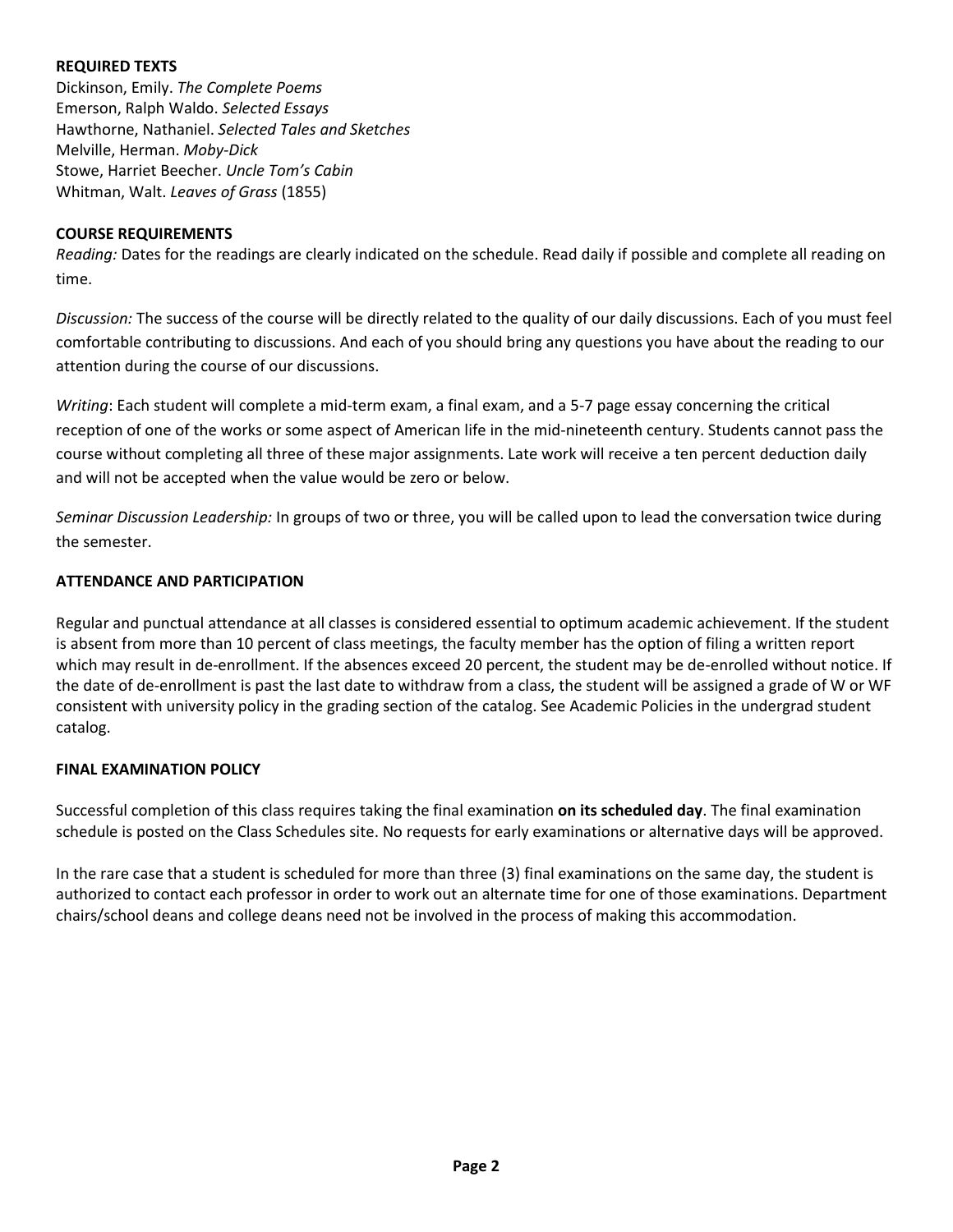## REQUIRED TEXTS

Dickinson, Emily. *The Complete Poems*
Emerson, Ralph Waldo. *Selected Essays*
Hawthorne, Nathaniel. *Selected Tales and Sketches*
Melville, Herman. *Moby-Dick*
Stowe, Harriet Beecher. *Uncle Tom's Cabin*
Whitman, Walt. *Leaves of Grass* (1855)

## COURSE REQUIREMENTS

*Reading:* Dates for the readings are clearly indicated on the schedule. Read daily if possible and complete all reading on time.

*Discussion:* The success of the course will be directly related to the quality of our daily discussions. Each of you must feel comfortable contributing to discussions. And each of you should bring any questions you have about the reading to our attention during the course of our discussions.

*Writing*: Each student will complete a mid-term exam, a final exam, and a 5-7 page essay concerning the critical reception of one of the works or some aspect of American life in the mid-nineteenth century. Students cannot pass the course without completing all three of these major assignments. Late work will receive a ten percent deduction daily and will not be accepted when the value would be zero or below.

*Seminar Discussion Leadership:* In groups of two or three, you will be called upon to lead the conversation twice during the semester.

## ATTENDANCE AND PARTICIPATION

Regular and punctual attendance at all classes is considered essential to optimum academic achievement. If the student is absent from more than 10 percent of class meetings, the faculty member has the option of filing a written report which may result in de-enrollment. If the absences exceed 20 percent, the student may be de-enrolled without notice. If the date of de-enrollment is past the last date to withdraw from a class, the student will be assigned a grade of W or WF consistent with university policy in the grading section of the catalog. See Academic Policies in the undergrad student catalog.

## FINAL EXAMINATION POLICY

Successful completion of this class requires taking the final examination **on its scheduled day**. The final examination schedule is posted on the Class Schedules site. No requests for early examinations or alternative days will be approved.

In the rare case that a student is scheduled for more than three (3) final examinations on the same day, the student is authorized to contact each professor in order to work out an alternate time for one of those examinations. Department chairs/school deans and college deans need not be involved in the process of making this accommodation.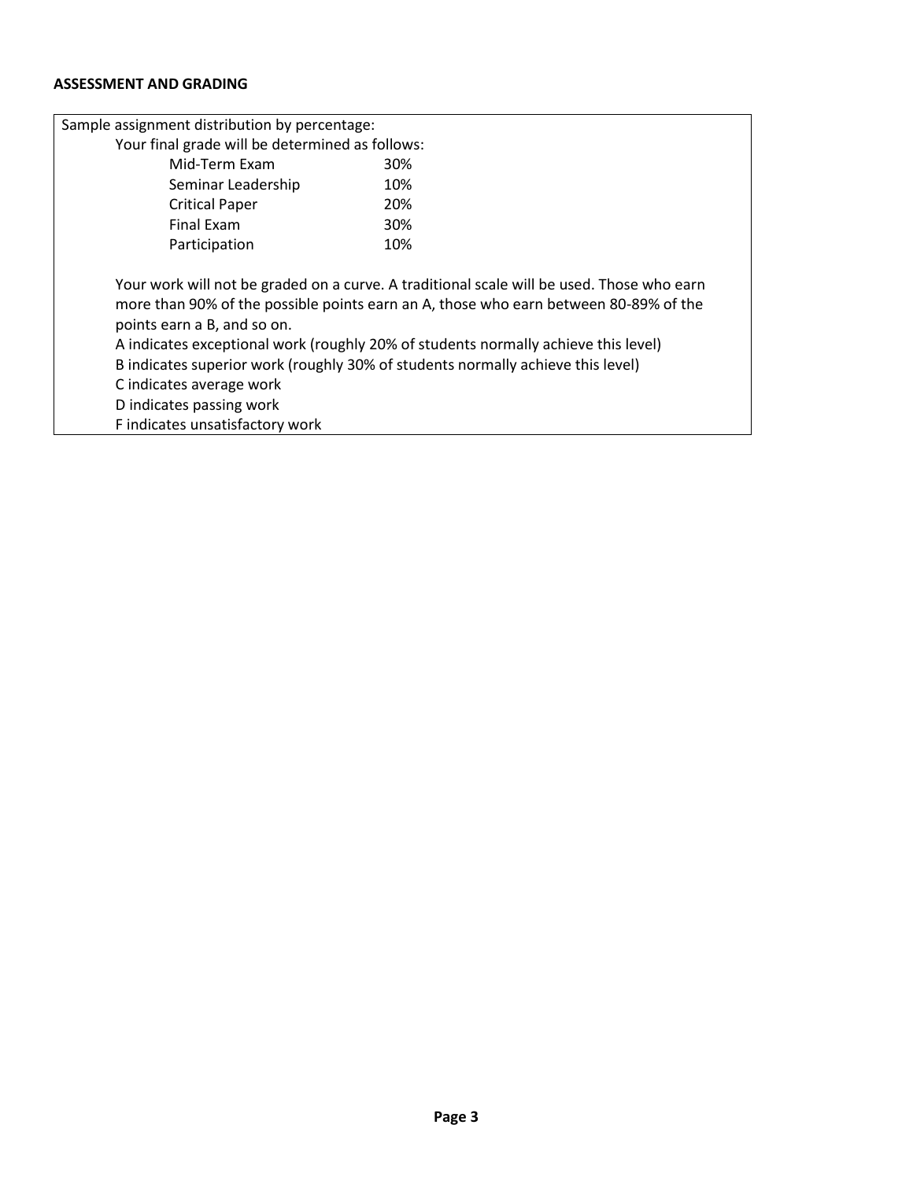**ASSESSMENT AND GRADING**

Sample assignment distribution by percentage:

Your final grade will be determined as follows:

| Component | Weight |
| --- | --- |
| Mid-Term Exam | 30% |
| Seminar Leadership | 10% |
| Critical Paper | 20% |
| Final Exam | 30% |
| Participation | 10% |

Your work will not be graded on a curve. A traditional scale will be used. Those who earn more than 90% of the possible points earn an A, those who earn between 80-89% of the points earn a B, and so on.

A indicates exceptional work (roughly 20% of students normally achieve this level)
B indicates superior work (roughly 30% of students normally achieve this level)
C indicates average work
D indicates passing work
F indicates unsatisfactory work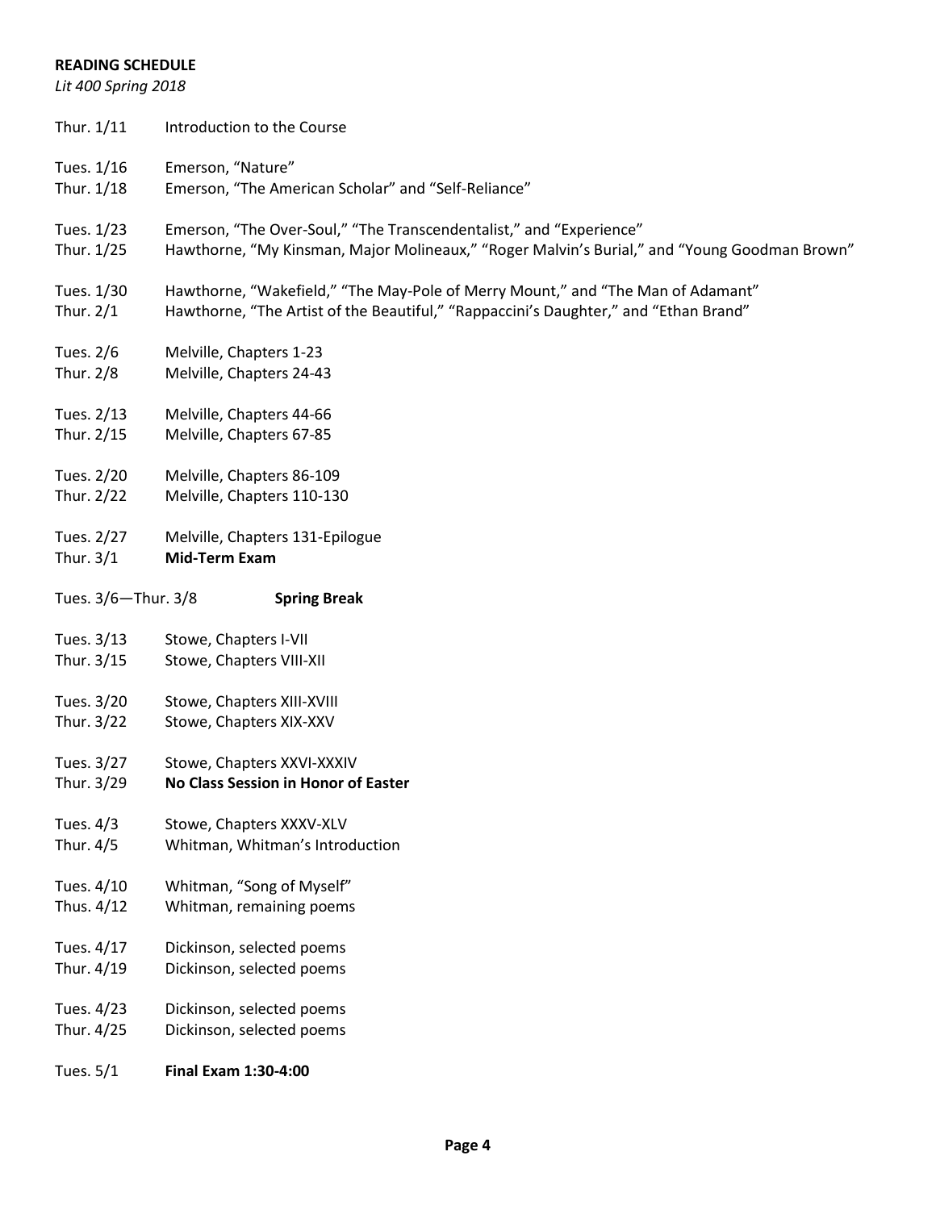**READING SCHEDULE**

*Lit 400 Spring 2018*

| | |
|---|---|
| Thur. 1/11 | Introduction to the Course |
| Tues. 1/16 | Emerson, "Nature" |
| Thur. 1/18 | Emerson, "The American Scholar" and "Self-Reliance" |
| Tues. 1/23 | Emerson, "The Over-Soul," "The Transcendentalist," and "Experience" |
| Thur. 1/25 | Hawthorne, "My Kinsman, Major Molineaux," "Roger Malvin's Burial," and "Young Goodman Brown" |
| Tues. 1/30 | Hawthorne, "Wakefield," "The May-Pole of Merry Mount," and "The Man of Adamant" |
| Thur. 2/1 | Hawthorne, "The Artist of the Beautiful," "Rappaccini's Daughter," and "Ethan Brand" |
| Tues. 2/6 | Melville, Chapters 1-23 |
| Thur. 2/8 | Melville, Chapters 24-43 |
| Tues. 2/13 | Melville, Chapters 44-66 |
| Thur. 2/15 | Melville, Chapters 67-85 |
| Tues. 2/20 | Melville, Chapters 86-109 |
| Thur. 2/22 | Melville, Chapters 110-130 |
| Tues. 2/27 | Melville, Chapters 131-Epilogue |
| Thur. 3/1 | **Mid-Term Exam** |
| Tues. 3/6—Thur. 3/8 | **Spring Break** |
| Tues. 3/13 | Stowe, Chapters I-VII |
| Thur. 3/15 | Stowe, Chapters VIII-XII |
| Tues. 3/20 | Stowe, Chapters XIII-XVIII |
| Thur. 3/22 | Stowe, Chapters XIX-XXV |
| Tues. 3/27 | Stowe, Chapters XXVI-XXXIV |
| Thur. 3/29 | **No Class Session in Honor of Easter** |
| Tues. 4/3 | Stowe, Chapters XXXV-XLV |
| Thur. 4/5 | Whitman, Whitman's Introduction |
| Tues. 4/10 | Whitman, "Song of Myself" |
| Thus. 4/12 | Whitman, remaining poems |
| Tues. 4/17 | Dickinson, selected poems |
| Thur. 4/19 | Dickinson, selected poems |
| Tues. 4/23 | Dickinson, selected poems |
| Thur. 4/25 | Dickinson, selected poems |
| Tues. 5/1 | **Final Exam 1:30-4:00** |